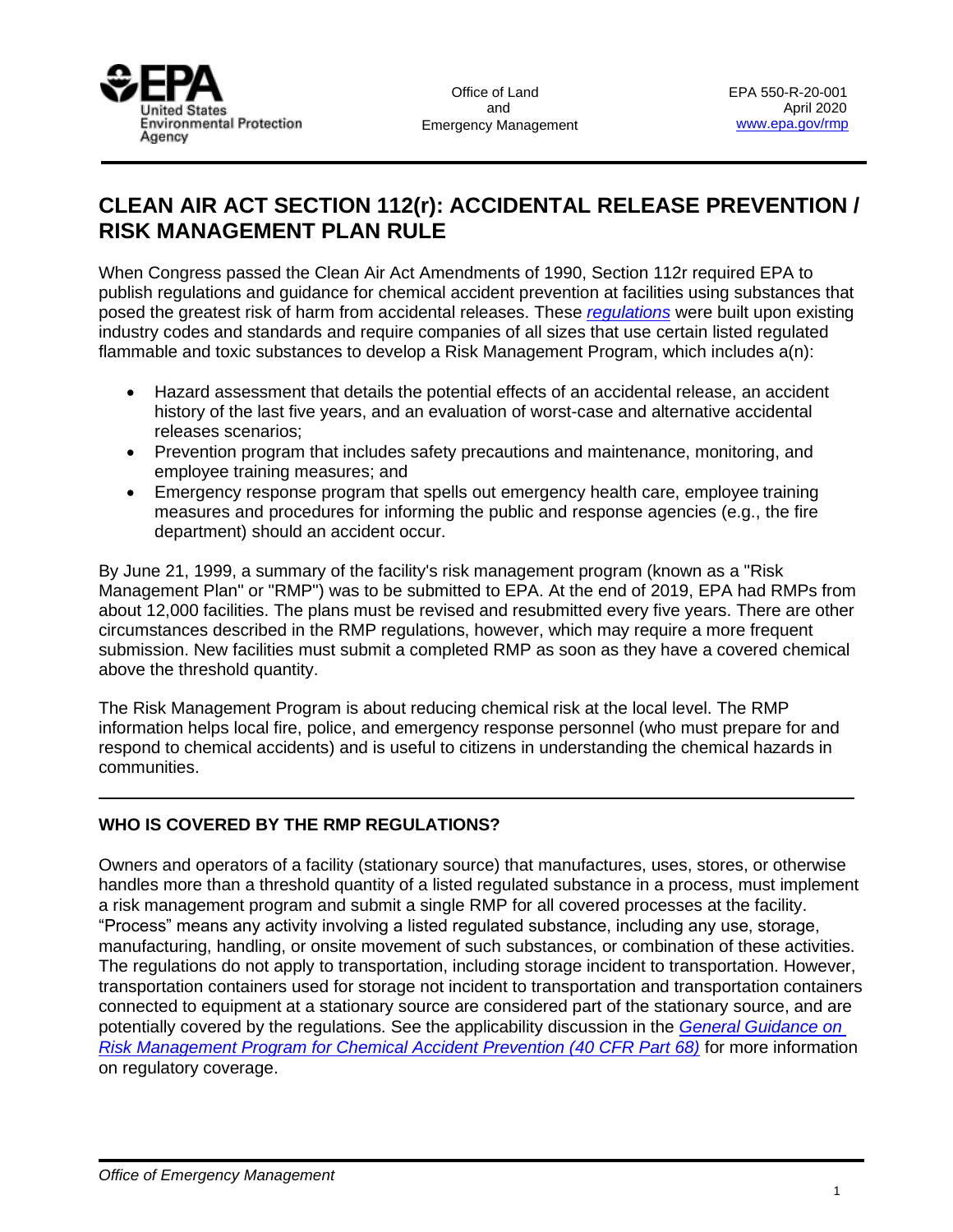Office of Land and Emergency Management

EPA 550-R-20-001
April 2020
www.epa.gov/rmp

# CLEAN AIR ACT SECTION 112(r): ACCIDENTAL RELEASE PREVENTION / RISK MANAGEMENT PLAN RULE

When Congress passed the Clean Air Act Amendments of 1990, Section 112r required EPA to publish regulations and guidance for chemical accident prevention at facilities using substances that posed the greatest risk of harm from accidental releases. These *regulations* were built upon existing industry codes and standards and require companies of all sizes that use certain listed regulated flammable and toxic substances to develop a Risk Management Program, which includes a(n):

- Hazard assessment that details the potential effects of an accidental release, an accident history of the last five years, and an evaluation of worst-case and alternative accidental releases scenarios;
- Prevention program that includes safety precautions and maintenance, monitoring, and employee training measures; and
- Emergency response program that spells out emergency health care, employee training measures and procedures for informing the public and response agencies (e.g., the fire department) should an accident occur.

By June 21, 1999, a summary of the facility's risk management program (known as a "Risk Management Plan" or "RMP") was to be submitted to EPA. At the end of 2019, EPA had RMPs from about 12,000 facilities. The plans must be revised and resubmitted every five years. There are other circumstances described in the RMP regulations, however, which may require a more frequent submission. New facilities must submit a completed RMP as soon as they have a covered chemical above the threshold quantity.

The Risk Management Program is about reducing chemical risk at the local level. The RMP information helps local fire, police, and emergency response personnel (who must prepare for and respond to chemical accidents) and is useful to citizens in understanding the chemical hazards in communities.

## WHO IS COVERED BY THE RMP REGULATIONS?

Owners and operators of a facility (stationary source) that manufactures, uses, stores, or otherwise handles more than a threshold quantity of a listed regulated substance in a process, must implement a risk management program and submit a single RMP for all covered processes at the facility. "Process" means any activity involving a listed regulated substance, including any use, storage, manufacturing, handling, or onsite movement of such substances, or combination of these activities. The regulations do not apply to transportation, including storage incident to transportation. However, transportation containers used for storage not incident to transportation and transportation containers connected to equipment at a stationary source are considered part of the stationary source, and are potentially covered by the regulations. See the applicability discussion in the *General Guidance on Risk Management Program for Chemical Accident Prevention (40 CFR Part 68)* for more information on regulatory coverage.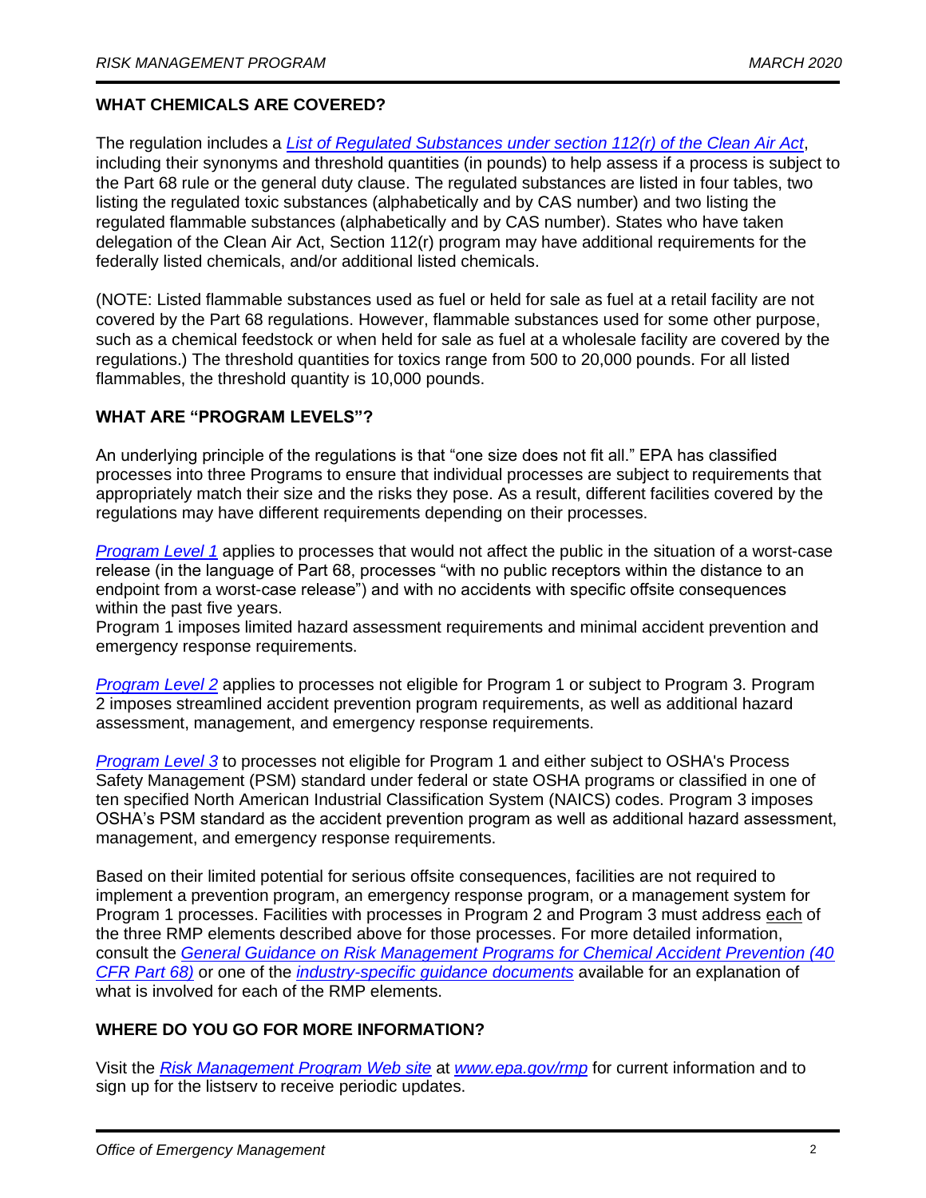## WHAT CHEMICALS ARE COVERED?

The regulation includes a *List of Regulated Substances under section 112(r) of the Clean Air Act*, including their synonyms and threshold quantities (in pounds) to help assess if a process is subject to the Part 68 rule or the general duty clause. The regulated substances are listed in four tables, two listing the regulated toxic substances (alphabetically and by CAS number) and two listing the regulated flammable substances (alphabetically and by CAS number). States who have taken delegation of the Clean Air Act, Section 112(r) program may have additional requirements for the federally listed chemicals, and/or additional listed chemicals.

(NOTE: Listed flammable substances used as fuel or held for sale as fuel at a retail facility are not covered by the Part 68 regulations. However, flammable substances used for some other purpose, such as a chemical feedstock or when held for sale as fuel at a wholesale facility are covered by the regulations.) The threshold quantities for toxics range from 500 to 20,000 pounds. For all listed flammables, the threshold quantity is 10,000 pounds.

## WHAT ARE "PROGRAM LEVELS"?

An underlying principle of the regulations is that "one size does not fit all." EPA has classified processes into three Programs to ensure that individual processes are subject to requirements that appropriately match their size and the risks they pose. As a result, different facilities covered by the regulations may have different requirements depending on their processes.

*Program Level 1* applies to processes that would not affect the public in the situation of a worst-case release (in the language of Part 68, processes "with no public receptors within the distance to an endpoint from a worst-case release") and with no accidents with specific offsite consequences within the past five years.
Program 1 imposes limited hazard assessment requirements and minimal accident prevention and emergency response requirements.

*Program Level 2* applies to processes not eligible for Program 1 or subject to Program 3. Program 2 imposes streamlined accident prevention program requirements, as well as additional hazard assessment, management, and emergency response requirements.

*Program Level 3* to processes not eligible for Program 1 and either subject to OSHA's Process Safety Management (PSM) standard under federal or state OSHA programs or classified in one of ten specified North American Industrial Classification System (NAICS) codes. Program 3 imposes OSHA's PSM standard as the accident prevention program as well as additional hazard assessment, management, and emergency response requirements.

Based on their limited potential for serious offsite consequences, facilities are not required to implement a prevention program, an emergency response program, or a management system for Program 1 processes. Facilities with processes in Program 2 and Program 3 must address each of the three RMP elements described above for those processes. For more detailed information, consult the *General Guidance on Risk Management Programs for Chemical Accident Prevention (40 CFR Part 68)* or one of the *industry-specific guidance documents* available for an explanation of what is involved for each of the RMP elements.

## WHERE DO YOU GO FOR MORE INFORMATION?

Visit the *Risk Management Program Web site* at *www.epa.gov/rmp* for current information and to sign up for the listserv to receive periodic updates.